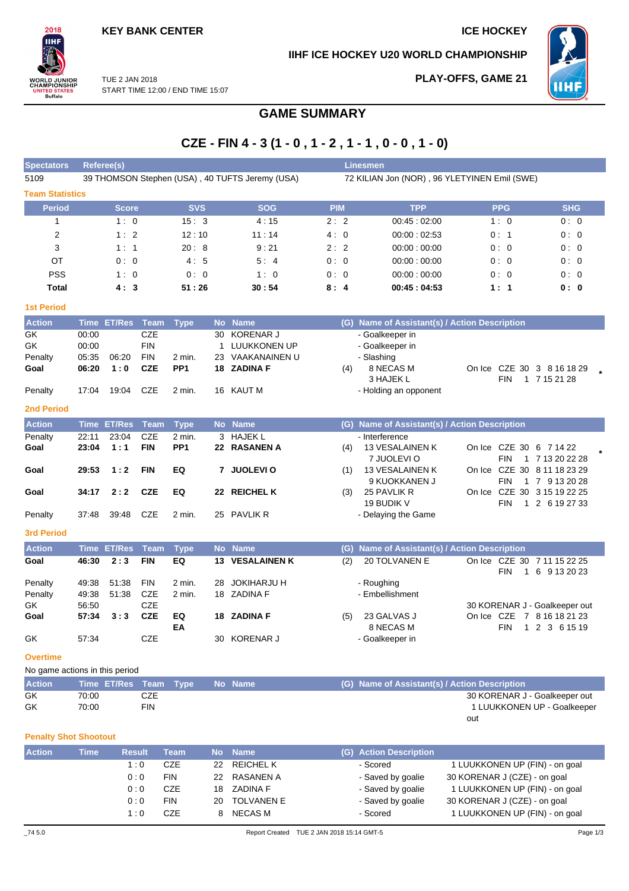KEY BANK CENTER

ICE HOCKEY

IIHF ICE HOCKEY U20 WORLD CHAMPIONSHIP

TUE 2 JAN 2018
START TIME 12:00 / END TIME 15:07

PLAY-OFFS, GAME 21

# GAME SUMMARY

## CZE - FIN 4 - 3 (1 - 0 , 1 - 2 , 1 - 1 , 0 - 0 , 1 - 0)

| Spectators | Referee(s) | Linesmen |
|---|---|---|
| 5109 | 39 THOMSON Stephen (USA) , 40 TUFTS Jeremy (USA) | 72 KILIAN Jon (NOR) , 96 YLETYINEN Emil (SWE) |

### Team Statistics

| Period | Score | SVS | SOG | PIM | TPP | PPG | SHG |
|---|---|---|---|---|---|---|---|
| 1 | 1 : 0 | 15 : 3 | 4 : 15 | 2 : 2 | 00:45 : 02:00 | 1 : 0 | 0 : 0 |
| 2 | 1 : 2 | 12 : 10 | 11 : 14 | 4 : 0 | 00:00 : 02:53 | 0 : 1 | 0 : 0 |
| 3 | 1 : 1 | 20 : 8 | 9 : 21 | 2 : 2 | 00:00 : 00:00 | 0 : 0 | 0 : 0 |
| OT | 0 : 0 | 4 : 5 | 5 : 4 | 0 : 0 | 00:00 : 00:00 | 0 : 0 | 0 : 0 |
| PSS | 1 : 0 | 0 : 0 | 1 : 0 | 0 : 0 | 00:00 : 00:00 | 0 : 0 | 0 : 0 |
| **Total** | **4 : 3** | **51 : 26** | **30 : 54** | **8 : 4** | **00:45 : 04:53** | **1 : 1** | **0 : 0** |

### 1st Period

| Action | Time | ET/Res | Team | Type | No | Name | (G) | Name of Assistant(s) / Action Description | |
|---|---|---|---|---|---|---|---|---|---|
| GK | 00:00 | | CZE | | 30 | KORENAR J | | - Goalkeeper in | |
| GK | 00:00 | | FIN | | 1 | LUUKKONEN UP | | - Goalkeeper in | |
| Penalty | 05:35 | 06:20 | FIN | 2 min. | 23 | VAAKANAINEN U | | - Slashing | |
| **Goal** | **06:20** | **1 : 0** | **CZE** | **PP1** | **18** | **ZADINA F** | (4) | 8 NECAS M<br>3 HAJEK L | On Ice CZE 30 3 8 16 18 29<br>FIN 1 7 15 21 28 * |
| Penalty | 17:04 | 19:04 | CZE | 2 min. | 16 | KAUT M | | - Holding an opponent | |

### 2nd Period

| Action | Time | ET/Res | Team | Type | No | Name | (G) | Name of Assistant(s) / Action Description | |
|---|---|---|---|---|---|---|---|---|---|
| Penalty | 22:11 | 23:04 | CZE | 2 min. | 3 | HAJEK L | | - Interference | |
| **Goal** | **23:04** | **1 : 1** | **FIN** | **PP1** | **22** | **RASANEN A** | (4) | 13 VESALAINEN K<br>7 JUOLEVI O | On Ice CZE 30 6 7 14 22<br>FIN 1 7 13 20 22 28 * |
| **Goal** | **29:53** | **1 : 2** | **FIN** | **EQ** | **7** | **JUOLEVI O** | (1) | 13 VESALAINEN K<br>9 KUOKKANEN J | On Ice CZE 30 8 11 18 23 29<br>FIN 1 7 9 13 20 28 |
| **Goal** | **34:17** | **2 : 2** | **CZE** | **EQ** | **22** | **REICHEL K** | (3) | 25 PAVLIK R<br>19 BUDIK V | On Ice CZE 30 3 15 19 22 25<br>FIN 1 2 6 19 27 33 |
| Penalty | 37:48 | 39:48 | CZE | 2 min. | 25 | PAVLIK R | | - Delaying the Game | |

### 3rd Period

| Action | Time | ET/Res | Team | Type | No | Name | (G) | Name of Assistant(s) / Action Description | |
|---|---|---|---|---|---|---|---|---|---|
| **Goal** | **46:30** | **2 : 3** | **FIN** | **EQ** | **13** | **VESALAINEN K** | (2) | 20 TOLVANEN E | On Ice CZE 30 7 11 15 22 25<br>FIN 1 6 9 13 20 23 |
| Penalty | 49:38 | 51:38 | FIN | 2 min. | 28 | JOKIHARJU H | | - Roughing | |
| Penalty | 49:38 | 51:38 | CZE | 2 min. | 18 | ZADINA F | | - Embellishment | |
| GK | 56:50 | | CZE | | | | | | 30 KORENAR J - Goalkeeper out |
| **Goal** | **57:34** | **3 : 3** | **CZE** | **EQ EA** | **18** | **ZADINA F** | (5) | 23 GALVAS J<br>8 NECAS M | On Ice CZE 7 8 16 18 21 23<br>FIN 1 2 3 6 15 19 |
| GK | 57:34 | | CZE | | 30 | KORENAR J | | - Goalkeeper in | |

### Overtime

No game actions in this period

| Action | Time | ET/Res | Team | Type | No | Name | (G) | Name of Assistant(s) / Action Description |
|---|---|---|---|---|---|---|---|---|
| GK | 70:00 | | CZE | | | | | 30 KORENAR J - Goalkeeper out |
| GK | 70:00 | | FIN | | | | | 1 LUUKKONEN UP - Goalkeeper out |

### Penalty Shot Shootout

| Action | Time | Result | Team | No | Name | (G) | Action Description | |
|---|---|---|---|---|---|---|---|---|
| | | 1 : 0 | CZE | 22 | REICHEL K | | - Scored | 1 LUUKKONEN UP (FIN) - on goal |
| | | 0 : 0 | FIN | 22 | RASANEN A | | - Saved by goalie | 30 KORENAR J (CZE) - on goal |
| | | 0 : 0 | CZE | 18 | ZADINA F | | - Saved by goalie | 1 LUUKKONEN UP (FIN) - on goal |
| | | 0 : 0 | FIN | 20 | TOLVANEN E | | - Saved by goalie | 30 KORENAR J (CZE) - on goal |
| | | 1 : 0 | CZE | 8 | NECAS M | | - Scored | 1 LUUKKONEN UP (FIN) - on goal |

_74 5.0 Report Created TUE 2 JAN 2018 15:14 GMT-5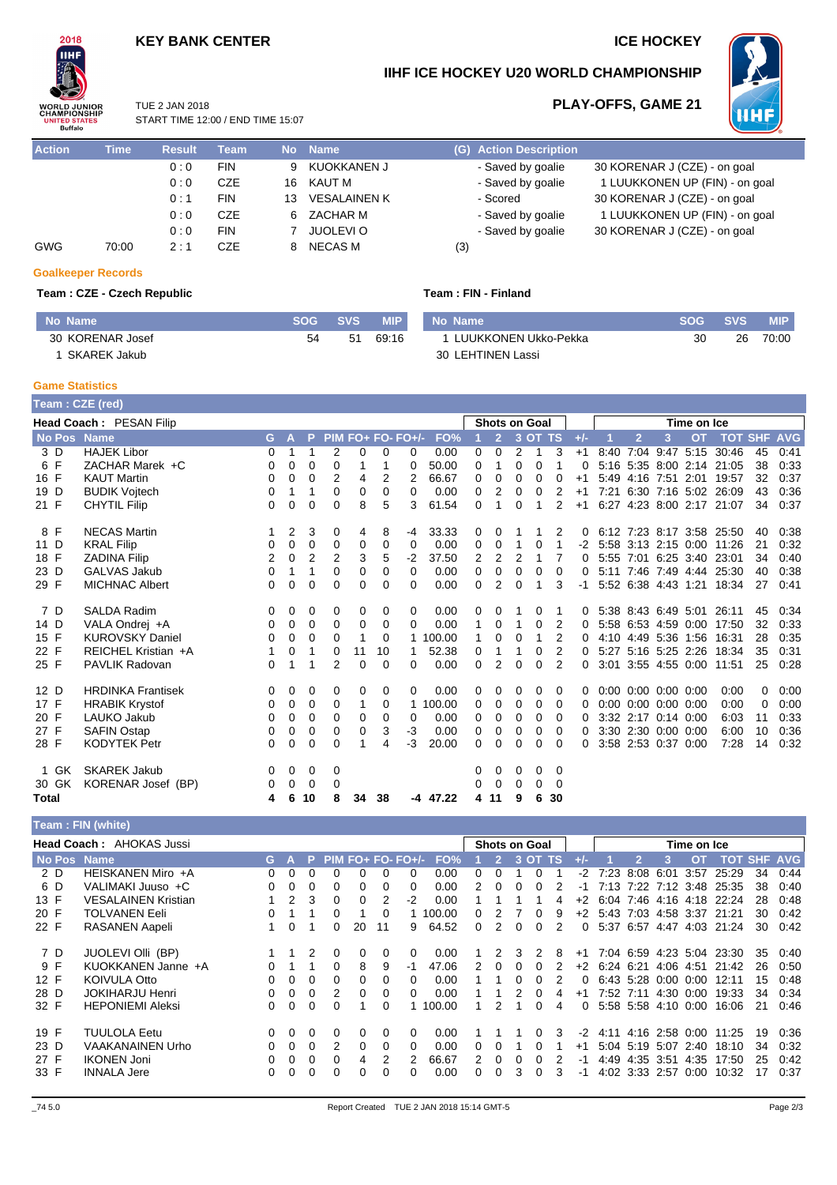KEY BANK CENTER

ICE HOCKEY

# IIHF ICE HOCKEY U20 WORLD CHAMPIONSHIP

TUE 2 JAN 2018
START TIME 12:00 / END TIME 15:07

## PLAY-OFFS, GAME 21

| Action | Time | Result | Team | No | Name | (G) | Action Description | |
|---|---|---|---|---|---|---|---|---|
| | | 0 : 0 | FIN | 9 | KUOKKANEN J | | - Saved by goalie | 30 KORENAR J (CZE) - on goal |
| | | 0 : 0 | CZE | 16 | KAUT M | | - Saved by goalie | 1 LUUKKONEN UP (FIN) - on goal |
| | | 0 : 1 | FIN | 13 | VESALAINEN K | | - Scored | 30 KORENAR J (CZE) - on goal |
| | | 0 : 0 | CZE | 6 | ZACHAR M | | - Saved by goalie | 1 LUUKKONEN UP (FIN) - on goal |
| | | 0 : 0 | FIN | 7 | JUOLEVI O | | - Saved by goalie | 30 KORENAR J (CZE) - on goal |
| GWG | 70:00 | 2 : 1 | CZE | 8 | NECAS M | (3) | | |

### Goalkeeper Records

**Team : CZE - Czech Republic**

| No Name | SOG | SVS | MIP |
|---|---|---|---|
| 30 KORENAR Josef | 54 | 51 | 69:16 |
| 1 SKAREK Jakub | | | |

**Team : FIN - Finland**

| No Name | SOG | SVS | MIP |
|---|---|---|---|
| 1 LUUKKONEN Ukko-Pekka | 30 | 26 | 70:00 |
| 30 LEHTINEN Lassi | | | |

### Game Statistics

**Team : CZE (red)**

Head Coach : PESAN Filip

| No | Pos | Name | G | A | P | PIM | FO+ | FO- | FO+/- | FO% | SOG 1 | SOG 2 | SOG 3 | SOG OT | SOG TS | +/- | TOI 1 | TOI 2 | TOI 3 | TOI OT | TOT | SHF | AVG |
|---|---|---|---|---|---|---|---|---|---|---|---|---|---|---|---|---|---|---|---|---|---|---|---|
| 3 | D | HAJEK Libor | 0 | 1 | 1 | 2 | 0 | 0 | 0 | 0.00 | 0 | 0 | 2 | 1 | 3 | +1 | 8:40 | 7:04 | 9:47 | 5:15 | 30:46 | 45 | 0:41 |
| 6 | F | ZACHAR Marek +C | 0 | 0 | 0 | 0 | 1 | 1 | 0 | 50.00 | 0 | 1 | 0 | 0 | 1 | 0 | 5:16 | 5:35 | 8:00 | 2:14 | 21:05 | 38 | 0:33 |
| 16 | F | KAUT Martin | 0 | 0 | 0 | 2 | 4 | 2 | 2 | 66.67 | 0 | 0 | 0 | 0 | 0 | +1 | 5:49 | 4:16 | 7:51 | 2:01 | 19:57 | 32 | 0:37 |
| 19 | D | BUDIK Vojtech | 0 | 1 | 1 | 0 | 0 | 0 | 0 | 0.00 | 0 | 2 | 0 | 0 | 2 | +1 | 7:21 | 6:30 | 7:16 | 5:02 | 26:09 | 43 | 0:36 |
| 21 | F | CHYTIL Filip | 0 | 0 | 0 | 0 | 8 | 5 | 3 | 61.54 | 0 | 1 | 0 | 1 | 2 | +1 | 6:27 | 4:23 | 8:00 | 2:17 | 21:07 | 34 | 0:37 |
| 8 | F | NECAS Martin | 1 | 2 | 3 | 0 | 4 | 8 | -4 | 33.33 | 0 | 0 | 1 | 1 | 2 | 0 | 6:12 | 7:23 | 8:17 | 3:58 | 25:50 | 40 | 0:38 |
| 11 | D | KRAL Filip | 0 | 0 | 0 | 0 | 0 | 0 | 0 | 0.00 | 0 | 0 | 1 | 0 | 1 | -2 | 5:58 | 3:13 | 2:15 | 0:00 | 11:26 | 21 | 0:32 |
| 18 | F | ZADINA Filip | 2 | 0 | 2 | 2 | 3 | 5 | -2 | 37.50 | 2 | 2 | 2 | 1 | 7 | 0 | 5:55 | 7:01 | 6:25 | 3:40 | 23:01 | 34 | 0:40 |
| 23 | D | GALVAS Jakub | 0 | 1 | 1 | 0 | 0 | 0 | 0 | 0.00 | 0 | 0 | 0 | 0 | 0 | 0 | 5:11 | 7:46 | 7:49 | 4:44 | 25:30 | 40 | 0:38 |
| 29 | F | MICHNAC Albert | 0 | 0 | 0 | 0 | 0 | 0 | 0 | 0.00 | 0 | 2 | 0 | 1 | 3 | -1 | 5:52 | 6:38 | 4:43 | 1:21 | 18:34 | 27 | 0:41 |
| 7 | D | SALDA Radim | 0 | 0 | 0 | 0 | 0 | 0 | 0 | 0.00 | 0 | 0 | 1 | 0 | 1 | 0 | 5:38 | 8:43 | 6:49 | 5:01 | 26:11 | 45 | 0:34 |
| 14 | D | VALA Ondrej +A | 0 | 0 | 0 | 0 | 0 | 0 | 0 | 0.00 | 1 | 0 | 1 | 0 | 2 | 0 | 5:58 | 6:53 | 4:59 | 0:00 | 17:50 | 32 | 0:33 |
| 15 | F | KUROVSKY Daniel | 0 | 0 | 0 | 0 | 1 | 0 | 1 | 100.00 | 1 | 0 | 0 | 1 | 2 | 0 | 4:10 | 4:49 | 5:36 | 1:56 | 16:31 | 28 | 0:35 |
| 22 | F | REICHEL Kristian +A | 1 | 0 | 1 | 0 | 11 | 10 | 1 | 52.38 | 0 | 1 | 1 | 0 | 2 | 0 | 5:27 | 5:16 | 5:25 | 2:26 | 18:34 | 35 | 0:31 |
| 25 | F | PAVLIK Radovan | 0 | 1 | 1 | 2 | 0 | 0 | 0 | 0.00 | 0 | 2 | 0 | 0 | 2 | 0 | 3:01 | 3:55 | 4:55 | 0:00 | 11:51 | 25 | 0:28 |
| 12 | D | HRDINKA Frantisek | 0 | 0 | 0 | 0 | 0 | 0 | 0 | 0.00 | 0 | 0 | 0 | 0 | 0 | 0 | 0:00 | 0:00 | 0:00 | 0:00 | 0:00 | 0 | 0:00 |
| 17 | F | HRABIK Krystof | 0 | 0 | 0 | 0 | 1 | 0 | 1 | 100.00 | 0 | 0 | 0 | 0 | 0 | 0 | 0:00 | 0:00 | 0:00 | 0:00 | 0:00 | 0 | 0:00 |
| 20 | F | LAUKO Jakub | 0 | 0 | 0 | 0 | 0 | 0 | 0 | 0.00 | 0 | 0 | 0 | 0 | 0 | 0 | 3:32 | 2:17 | 0:14 | 0:00 | 6:03 | 11 | 0:33 |
| 27 | F | SAFIN Ostap | 0 | 0 | 0 | 0 | 0 | 3 | -3 | 0.00 | 0 | 0 | 0 | 0 | 0 | 0 | 3:30 | 2:30 | 0:00 | 0:00 | 6:00 | 10 | 0:36 |
| 28 | F | KODYTEK Petr | 0 | 0 | 0 | 0 | 1 | 4 | -3 | 20.00 | 0 | 0 | 0 | 0 | 0 | 0 | 3:58 | 2:53 | 0:37 | 0:00 | 7:28 | 14 | 0:32 |
| 1 | GK | SKAREK Jakub | 0 | 0 | 0 | 0 | | | | | 0 | 0 | 0 | 0 | 0 | | | | | | | | |
| 30 | GK | KORENAR Josef (BP) | 0 | 0 | 0 | 0 | | | | | 0 | 0 | 0 | 0 | 0 | | | | | | | | |
| Total | | | 4 | 6 | 10 | 8 | 34 | 38 | -4 | 47.22 | 4 | 11 | 9 | 6 | 30 | | | | | | | | |

**Team : FIN (white)**

Head Coach : AHOKAS Jussi

| No | Pos | Name | G | A | P | PIM | FO+ | FO- | FO+/- | FO% | SOG 1 | SOG 2 | SOG 3 | SOG OT | SOG TS | +/- | TOI 1 | TOI 2 | TOI 3 | TOI OT | TOT | SHF | AVG |
|---|---|---|---|---|---|---|---|---|---|---|---|---|---|---|---|---|---|---|---|---|---|---|---|
| 2 | D | HEISKANEN Miro +A | 0 | 0 | 0 | 0 | 0 | 0 | 0 | 0.00 | 0 | 0 | 1 | 0 | 1 | -2 | 7:23 | 8:08 | 6:01 | 3:57 | 25:29 | 34 | 0:44 |
| 6 | D | VALIMAKI Juuso +C | 0 | 0 | 0 | 0 | 0 | 0 | 0 | 0.00 | 2 | 0 | 0 | 0 | 2 | -1 | 7:13 | 7:22 | 7:12 | 3:48 | 25:35 | 38 | 0:40 |
| 13 | F | VESALAINEN Kristian | 1 | 2 | 3 | 0 | 0 | 2 | -2 | 0.00 | 1 | 1 | 1 | 1 | 4 | +2 | 6:04 | 7:46 | 4:16 | 4:18 | 22:24 | 28 | 0:48 |
| 20 | F | TOLVANEN Eeli | 0 | 1 | 1 | 0 | 1 | 0 | 1 | 100.00 | 0 | 2 | 7 | 0 | 9 | +2 | 5:43 | 7:03 | 4:58 | 3:37 | 21:21 | 30 | 0:42 |
| 22 | F | RASANEN Aapeli | 1 | 0 | 1 | 0 | 20 | 11 | 9 | 64.52 | 0 | 2 | 0 | 0 | 2 | 0 | 5:37 | 6:57 | 4:47 | 4:03 | 21:24 | 30 | 0:42 |
| 7 | D | JUOLEVI Olli (BP) | 1 | 1 | 2 | 0 | 0 | 0 | 0 | 0.00 | 1 | 2 | 3 | 2 | 8 | +1 | 7:04 | 6:59 | 4:23 | 5:04 | 23:30 | 35 | 0:40 |
| 9 | F | KUOKKANEN Janne +A | 0 | 1 | 1 | 0 | 8 | 9 | -1 | 47.06 | 2 | 0 | 0 | 0 | 2 | +2 | 6:24 | 6:21 | 4:06 | 4:51 | 21:42 | 26 | 0:50 |
| 12 | F | KOIVULA Otto | 0 | 0 | 0 | 0 | 0 | 0 | 0 | 0.00 | 1 | 1 | 0 | 0 | 2 | 0 | 6:43 | 5:28 | 0:00 | 0:00 | 12:11 | 15 | 0:48 |
| 28 | D | JOKIHARJU Henri | 0 | 0 | 0 | 2 | 0 | 0 | 0 | 0.00 | 1 | 1 | 2 | 0 | 4 | +1 | 7:52 | 7:11 | 4:30 | 0:00 | 19:33 | 34 | 0:34 |
| 32 | F | HEPONIEMI Aleksi | 0 | 0 | 0 | 0 | 1 | 0 | 1 | 100.00 | 1 | 2 | 1 | 0 | 4 | 0 | 5:58 | 5:58 | 4:10 | 0:00 | 16:06 | 21 | 0:46 |
| 19 | F | TUULOLA Eetu | 0 | 0 | 0 | 0 | 0 | 0 | 0 | 0.00 | 1 | 1 | 1 | 0 | 3 | -2 | 4:11 | 4:16 | 2:58 | 0:00 | 11:25 | 19 | 0:36 |
| 23 | D | VAAKANAINEN Urho | 0 | 0 | 0 | 2 | 0 | 0 | 0 | 0.00 | 0 | 0 | 1 | 0 | 1 | +1 | 5:04 | 5:19 | 5:07 | 2:40 | 18:10 | 34 | 0:32 |
| 27 | F | IKONEN Joni | 0 | 0 | 0 | 0 | 4 | 2 | 2 | 66.67 | 2 | 0 | 0 | 0 | 2 | -1 | 4:49 | 4:35 | 3:51 | 4:35 | 17:50 | 25 | 0:42 |
| 33 | F | INNALA Jere | 0 | 0 | 0 | 0 | 0 | 0 | 0 | 0.00 | 0 | 0 | 3 | 0 | 3 | -1 | 4:02 | 3:33 | 2:57 | 0:00 | 10:32 | 17 | 0:37 |

_74 5.0 Report Created TUE 2 JAN 2018 15:14 GMT-5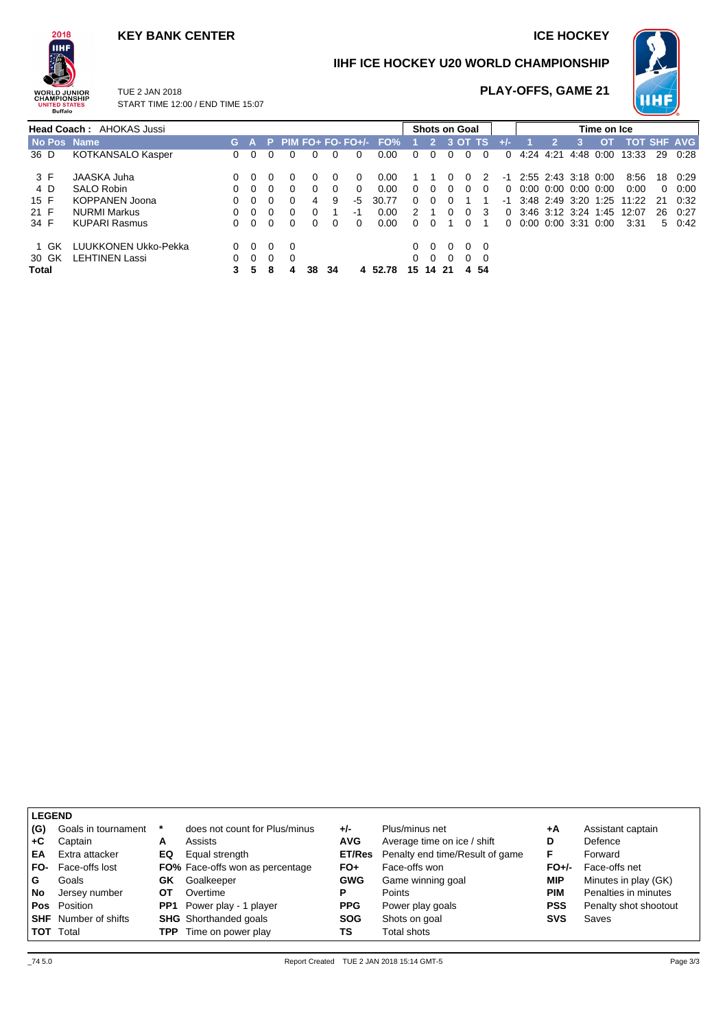**KEY BANK CENTER** **ICE HOCKEY**

## IIHF ICE HOCKEY U20 WORLD CHAMPIONSHIP

TUE 2 JAN 2018
START TIME 12:00 / END TIME 15:07

### PLAY-OFFS, GAME 21

**Head Coach :** AHOKAS Jussi

| No | Pos | Name | G | A | P | PIM | FO+ | FO- | FO+/- | FO% | Shots on Goal 1 | 2 | 3 | OT | TS | +/- | Time on Ice 1 | 2 | 3 | OT | TOT | SHF | AVG |
|---|---|---|---|---|---|---|---|---|---|---|---|---|---|---|---|---|---|---|---|---|---|---|---|
| 36 | D | KOTKANSALO Kasper | 0 | 0 | 0 | 0 | 0 | 0 | 0 | 0.00 | 0 | 0 | 0 | 0 | 0 | 0 | 4:24 | 4:21 | 4:48 | 0:00 | 13:33 | 29 | 0:28 |
| 3 | F | JAASKA Juha | 0 | 0 | 0 | 0 | 0 | 0 | 0 | 0.00 | 1 | 1 | 0 | 0 | 2 | -1 | 2:55 | 2:43 | 3:18 | 0:00 | 8:56 | 18 | 0:29 |
| 4 | D | SALO Robin | 0 | 0 | 0 | 0 | 0 | 0 | 0 | 0.00 | 0 | 0 | 0 | 0 | 0 | 0 | 0:00 | 0:00 | 0:00 | 0:00 | 0:00 | 0 | 0:00 |
| 15 | F | KOPPANEN Joona | 0 | 0 | 0 | 0 | 4 | 9 | -5 | 30.77 | 0 | 0 | 0 | 1 | 1 | -1 | 3:48 | 2:49 | 3:20 | 1:25 | 11:22 | 21 | 0:32 |
| 21 | F | NURMI Markus | 0 | 0 | 0 | 0 | 0 | 1 | -1 | 0.00 | 2 | 1 | 0 | 0 | 3 | 0 | 3:46 | 3:12 | 3:24 | 1:45 | 12:07 | 26 | 0:27 |
| 34 | F | KUPARI Rasmus | 0 | 0 | 0 | 0 | 0 | 0 | 0 | 0.00 | 0 | 0 | 1 | 0 | 1 | 0 | 0:00 | 0:00 | 3:31 | 0:00 | 3:31 | 5 | 0:42 |
| 1 | GK | LUUKKONEN Ukko-Pekka | 0 | 0 | 0 | 0 | | | | | 0 | 0 | 0 | 0 | 0 | | | | | | | | |
| 30 | GK | LEHTINEN Lassi | 0 | 0 | 0 | 0 | | | | | 0 | 0 | 0 | 0 | 0 | | | | | | | | |
| **Total** | | | **3** | **5** | **8** | **4** | **38** | **34** | **4** | **52.78** | **15** | **14** | **21** | **4** | **54** | | | | | | | | |

**LEGEND**

| | | | | | | | |
|---|---|---|---|---|---|---|---|
| (G) | Goals in tournament | * | does not count for Plus/minus | +/- | Plus/minus net | +A | Assistant captain |
| +C | Captain | A | Assists | AVG | Average time on ice / shift | D | Defence |
| EA | Extra attacker | EQ | Equal strength | ET/Res | Penalty end time/Result of game | F | Forward |
| FO- | Face-offs lost | FO% | Face-offs won as percentage | FO+ | Face-offs won | FO+/- | Face-offs net |
| G | Goals | GK | Goalkeeper | GWG | Game winning goal | MIP | Minutes in play (GK) |
| No | Jersey number | OT | Overtime | P | Points | PIM | Penalties in minutes |
| Pos | Position | PP1 | Power play - 1 player | PPG | Power play goals | PSS | Penalty shot shootout |
| SHF | Number of shifts | SHG | Shorthanded goals | SOG | Shots on goal | SVS | Saves |
| TOT | Total | TPP | Time on power play | TS | Total shots | | |

_74 5.0 Report Created TUE 2 JAN 2018 15:14 GMT-5